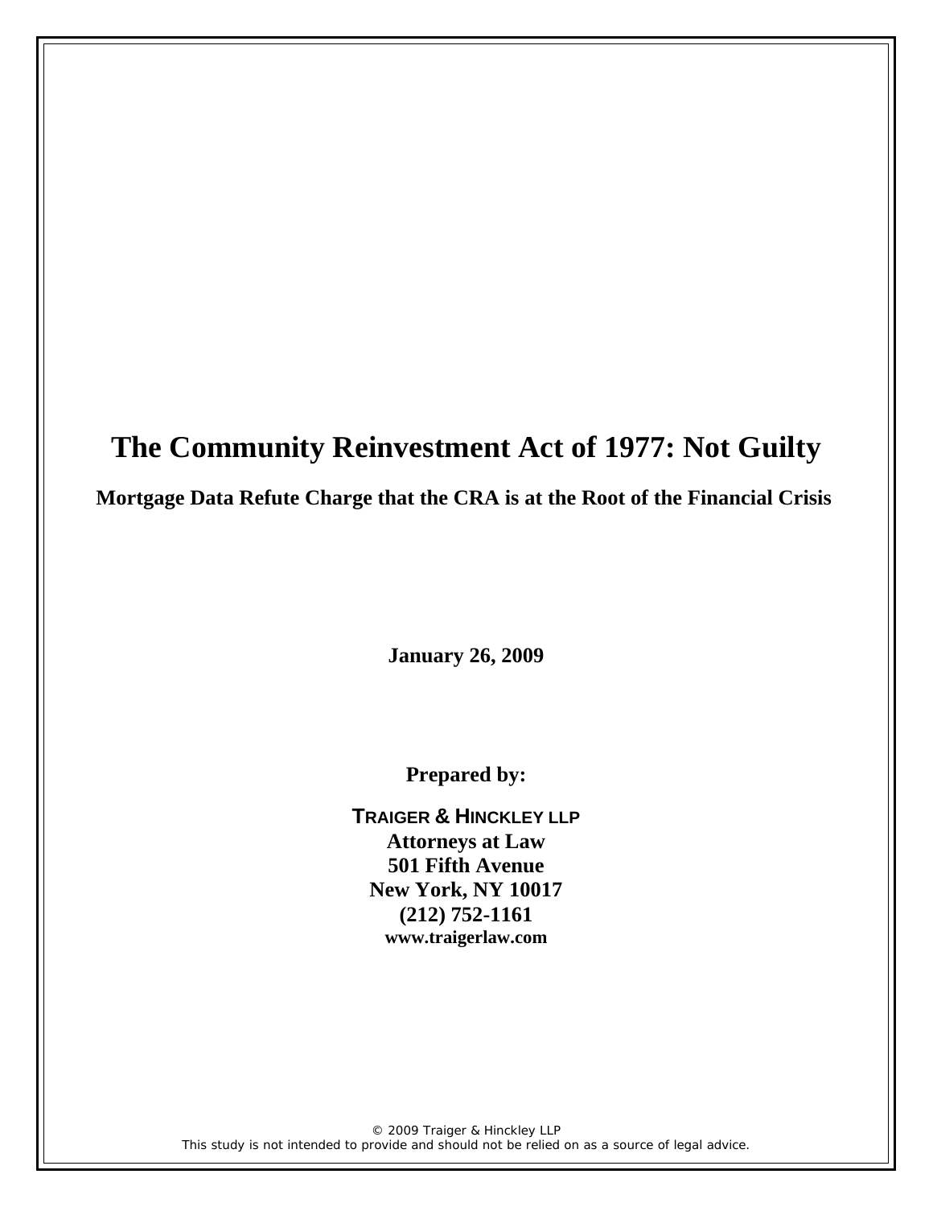# The Community Reinvestment Act of 1977: Not Guilty

## Mortgage Data Refute Charge that the CRA is at the Root of the Financial Crisis

**January 26, 2009**

**Prepared by:**

**TRAIGER & HINCKLEY LLP**
**Attorneys at Law**
**501 Fifth Avenue**
**New York, NY 10017**
**(212) 752-1161**
**www.traigerlaw.com**

© 2009 Traiger & Hinckley LLP
This study is not intended to provide and should not be relied on as a source of legal advice.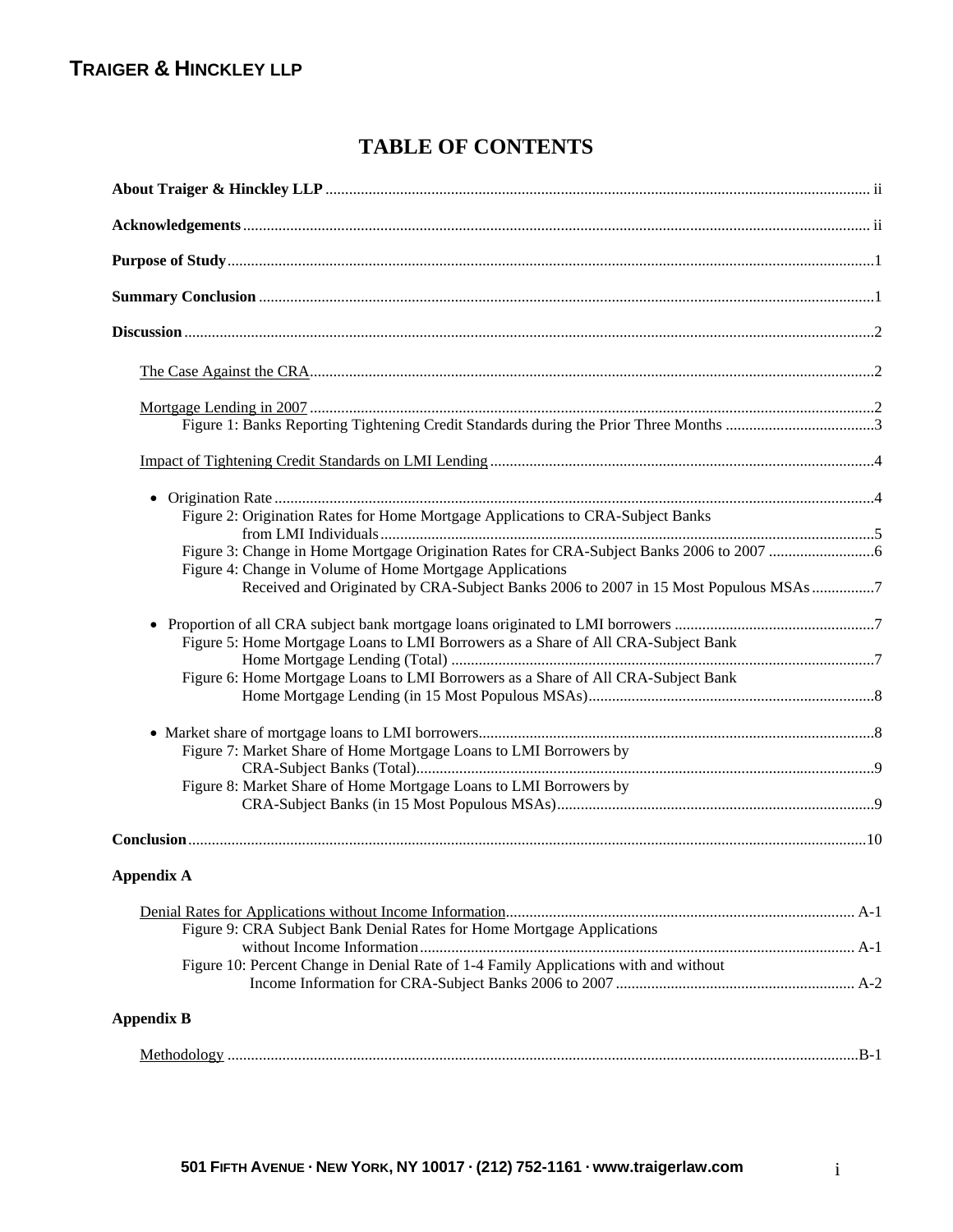# TABLE OF CONTENTS

**About Traiger & Hinckley LLP** ........ ii

**Acknowledgements** ........ ii

**Purpose of Study** ........ 1

**Summary Conclusion** ........ 1

**Discussion** ........ 2

- The Case Against the CRA ........ 2
- Mortgage Lending in 2007 ........ 2
  - Figure 1: Banks Reporting Tightening Credit Standards during the Prior Three Months ........ 3
- Impact of Tightening Credit Standards on LMI Lending ........ 4
  - Origination Rate ........ 4
    - Figure 2: Origination Rates for Home Mortgage Applications to CRA-Subject Banks from LMI Individuals ........ 5
    - Figure 3: Change in Home Mortgage Origination Rates for CRA-Subject Banks 2006 to 2007 ........ 6
    - Figure 4: Change in Volume of Home Mortgage Applications Received and Originated by CRA-Subject Banks 2006 to 2007 in 15 Most Populous MSAs ........ 7
  - Proportion of all CRA subject bank mortgage loans originated to LMI borrowers ........ 7
    - Figure 5: Home Mortgage Loans to LMI Borrowers as a Share of All CRA-Subject Bank Home Mortgage Lending (Total) ........ 7
    - Figure 6: Home Mortgage Loans to LMI Borrowers as a Share of All CRA-Subject Bank Home Mortgage Lending (in 15 Most Populous MSAs) ........ 8
  - Market share of mortgage loans to LMI borrowers ........ 8
    - Figure 7: Market Share of Home Mortgage Loans to LMI Borrowers by CRA-Subject Banks (Total) ........ 9
    - Figure 8: Market Share of Home Mortgage Loans to LMI Borrowers by CRA-Subject Banks (in 15 Most Populous MSAs) ........ 9

**Conclusion** ........ 10

**Appendix A**

- Denial Rates for Applications without Income Information ........ A-1
  - Figure 9: CRA Subject Bank Denial Rates for Home Mortgage Applications without Income Information ........ A-1
  - Figure 10: Percent Change in Denial Rate of 1-4 Family Applications with and without Income Information for CRA-Subject Banks 2006 to 2007 ........ A-2

**Appendix B**

- Methodology ........ B-1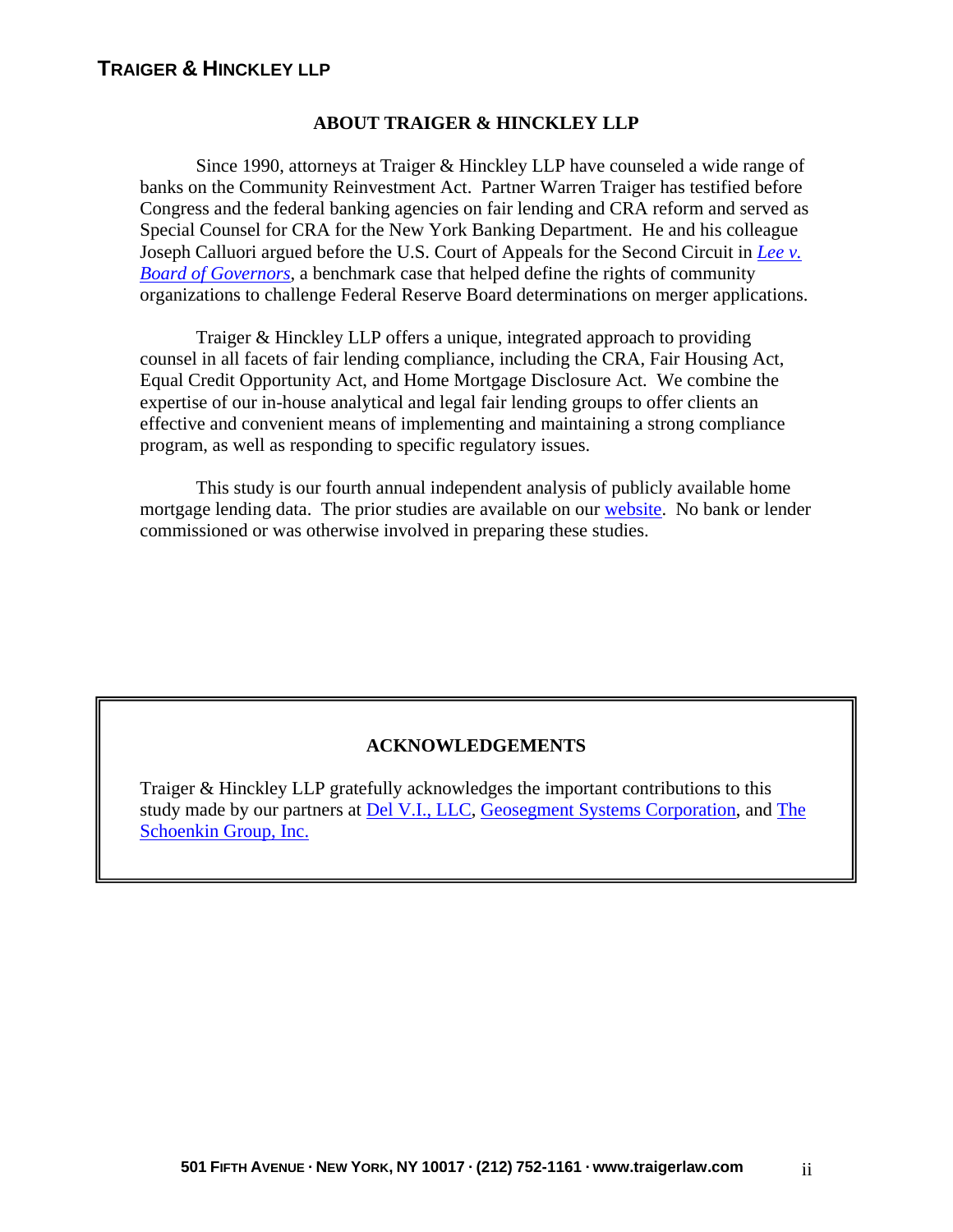## ABOUT TRAIGER & HINCKLEY LLP

Since 1990, attorneys at Traiger & Hinckley LLP have counseled a wide range of banks on the Community Reinvestment Act. Partner Warren Traiger has testified before Congress and the federal banking agencies on fair lending and CRA reform and served as Special Counsel for CRA for the New York Banking Department. He and his colleague Joseph Calluori argued before the U.S. Court of Appeals for the Second Circuit in *Lee v. Board of Governors*, a benchmark case that helped define the rights of community organizations to challenge Federal Reserve Board determinations on merger applications.

Traiger & Hinckley LLP offers a unique, integrated approach to providing counsel in all facets of fair lending compliance, including the CRA, Fair Housing Act, Equal Credit Opportunity Act, and Home Mortgage Disclosure Act. We combine the expertise of our in-house analytical and legal fair lending groups to offer clients an effective and convenient means of implementing and maintaining a strong compliance program, as well as responding to specific regulatory issues.

This study is our fourth annual independent analysis of publicly available home mortgage lending data. The prior studies are available on our website. No bank or lender commissioned or was otherwise involved in preparing these studies.

## ACKNOWLEDGEMENTS

Traiger & Hinckley LLP gratefully acknowledges the important contributions to this study made by our partners at Del V.I., LLC, Geosegment Systems Corporation, and The Schoenkin Group, Inc.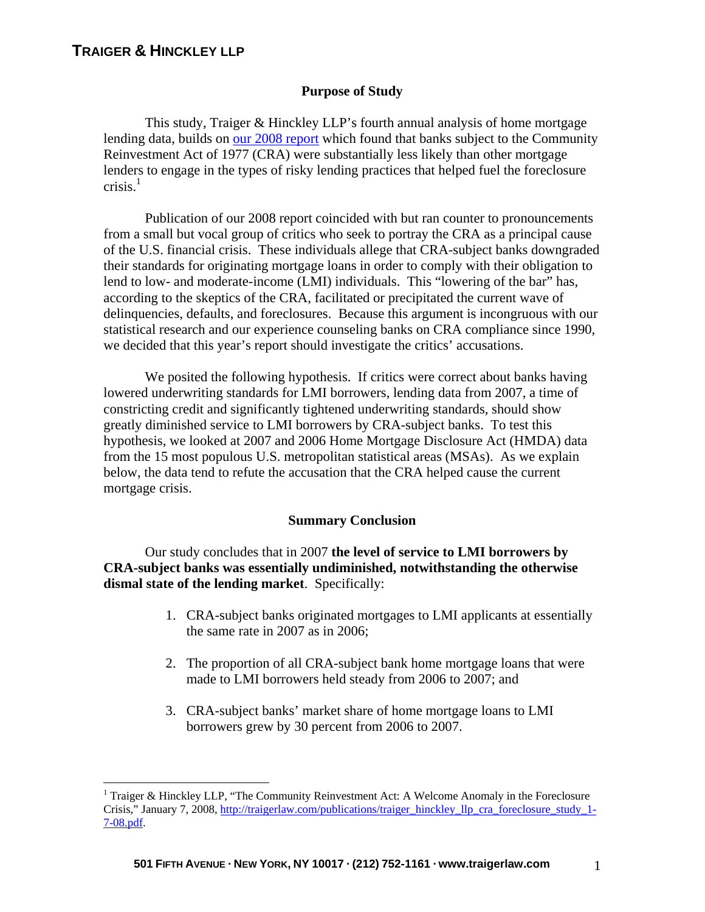## Purpose of Study

This study, Traiger & Hinckley LLP's fourth annual analysis of home mortgage lending data, builds on our 2008 report which found that banks subject to the Community Reinvestment Act of 1977 (CRA) were substantially less likely than other mortgage lenders to engage in the types of risky lending practices that helped fuel the foreclosure crisis.[1]

Publication of our 2008 report coincided with but ran counter to pronouncements from a small but vocal group of critics who seek to portray the CRA as a principal cause of the U.S. financial crisis. These individuals allege that CRA-subject banks downgraded their standards for originating mortgage loans in order to comply with their obligation to lend to low- and moderate-income (LMI) individuals. This "lowering of the bar" has, according to the skeptics of the CRA, facilitated or precipitated the current wave of delinquencies, defaults, and foreclosures. Because this argument is incongruous with our statistical research and our experience counseling banks on CRA compliance since 1990, we decided that this year's report should investigate the critics' accusations.

We posited the following hypothesis. If critics were correct about banks having lowered underwriting standards for LMI borrowers, lending data from 2007, a time of constricting credit and significantly tightened underwriting standards, should show greatly diminished service to LMI borrowers by CRA-subject banks. To test this hypothesis, we looked at 2007 and 2006 Home Mortgage Disclosure Act (HMDA) data from the 15 most populous U.S. metropolitan statistical areas (MSAs). As we explain below, the data tend to refute the accusation that the CRA helped cause the current mortgage crisis.

## Summary Conclusion

Our study concludes that in 2007 **the level of service to LMI borrowers by CRA-subject banks was essentially undiminished, notwithstanding the otherwise dismal state of the lending market**. Specifically:

1. CRA-subject banks originated mortgages to LMI applicants at essentially the same rate in 2007 as in 2006;
2. The proportion of all CRA-subject bank home mortgage loans that were made to LMI borrowers held steady from 2006 to 2007; and
3. CRA-subject banks' market share of home mortgage loans to LMI borrowers grew by 30 percent from 2006 to 2007.

---

[1] Traiger & Hinckley LLP, "The Community Reinvestment Act: A Welcome Anomaly in the Foreclosure Crisis," January 7, 2008, http://traigerlaw.com/publications/traiger_hinckley_llp_cra_foreclosure_study_1-7-08.pdf.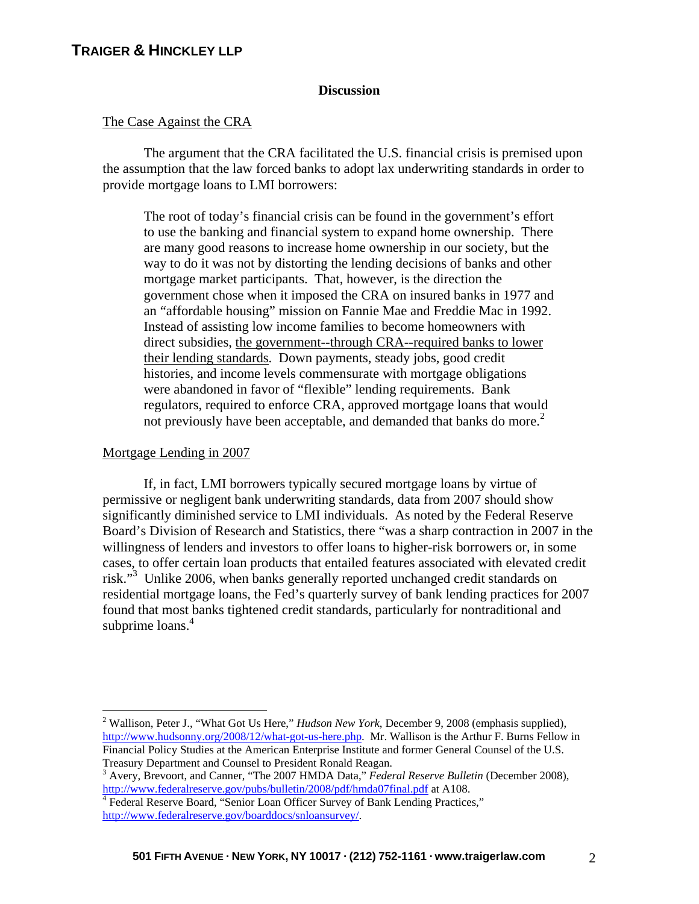## Discussion

The Case Against the CRA

The argument that the CRA facilitated the U.S. financial crisis is premised upon the assumption that the law forced banks to adopt lax underwriting standards in order to provide mortgage loans to LMI borrowers:

> The root of today's financial crisis can be found in the government's effort to use the banking and financial system to expand home ownership. There are many good reasons to increase home ownership in our society, but the way to do it was not by distorting the lending decisions of banks and other mortgage market participants. That, however, is the direction the government chose when it imposed the CRA on insured banks in 1977 and an "affordable housing" mission on Fannie Mae and Freddie Mac in 1992. Instead of assisting low income families to become homeowners with direct subsidies, <u>the government--through CRA--required banks to lower their lending standards</u>. Down payments, steady jobs, good credit histories, and income levels commensurate with mortgage obligations were abandoned in favor of "flexible" lending requirements. Bank regulators, required to enforce CRA, approved mortgage loans that would not previously have been acceptable, and demanded that banks do more.[2]

Mortgage Lending in 2007

If, in fact, LMI borrowers typically secured mortgage loans by virtue of permissive or negligent bank underwriting standards, data from 2007 should show significantly diminished service to LMI individuals. As noted by the Federal Reserve Board's Division of Research and Statistics, there "was a sharp contraction in 2007 in the willingness of lenders and investors to offer loans to higher-risk borrowers or, in some cases, to offer certain loan products that entailed features associated with elevated credit risk."[3] Unlike 2006, when banks generally reported unchanged credit standards on residential mortgage loans, the Fed's quarterly survey of bank lending practices for 2007 found that most banks tightened credit standards, particularly for nontraditional and subprime loans.[4]

---

[2] Wallison, Peter J., "What Got Us Here," *Hudson New York,* December 9, 2008 (emphasis supplied), http://www.hudsonny.org/2008/12/what-got-us-here.php. Mr. Wallison is the Arthur F. Burns Fellow in Financial Policy Studies at the American Enterprise Institute and former General Counsel of the U.S. Treasury Department and Counsel to President Ronald Reagan.

[3] Avery, Brevoort, and Canner, "The 2007 HMDA Data," *Federal Reserve Bulletin* (December 2008), http://www.federalreserve.gov/pubs/bulletin/2008/pdf/hmda07final.pdf at A108.

[4] Federal Reserve Board, "Senior Loan Officer Survey of Bank Lending Practices," http://www.federalreserve.gov/boarddocs/snloansurvey/.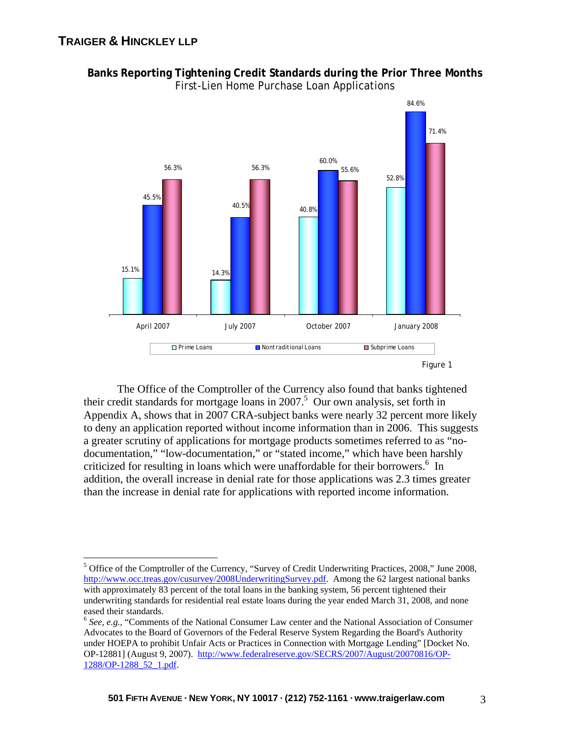**Banks Reporting Tightening Credit Standards during the Prior Three Months**

First-Lien Home Purchase Loan Applications

| | Prime Loans | Nontraditional Loans | Subprime Loans |
|---|---|---|---|
| April 2007 | 15.1% | 45.5% | 56.3% |
| July 2007 | 14.3% | 40.5% | 56.3% |
| October 2007 | 40.8% | 60.0% | 55.6% |
| January 2008 | 52.8% | 84.6% | 71.4% |

Figure 1

The Office of the Comptroller of the Currency also found that banks tightened their credit standards for mortgage loans in 2007.[5] Our own analysis, set forth in Appendix A, shows that in 2007 CRA-subject banks were nearly 32 percent more likely to deny an application reported without income information than in 2006. This suggests a greater scrutiny of applications for mortgage products sometimes referred to as "no-documentation," "low-documentation," or "stated income," which have been harshly criticized for resulting in loans which were unaffordable for their borrowers.[6] In addition, the overall increase in denial rate for those applications was 2.3 times greater than the increase in denial rate for applications with reported income information.

---

[5] Office of the Comptroller of the Currency, "Survey of Credit Underwriting Practices, 2008," June 2008, http://www.occ.treas.gov/cusurvey/2008UnderwritingSurvey.pdf. Among the 62 largest national banks with approximately 83 percent of the total loans in the banking system, 56 percent tightened their underwriting standards for residential real estate loans during the year ended March 31, 2008, and none eased their standards.

[6] *See, e.g.,* "Comments of the National Consumer Law center and the National Association of Consumer Advocates to the Board of Governors of the Federal Reserve System Regarding the Board's Authority under HOEPA to prohibit Unfair Acts or Practices in Connection with Mortgage Lending" [Docket No. OP-12881] (August 9, 2007). http://www.federalreserve.gov/SECRS/2007/August/20070816/OP-1288/OP-1288_52_1.pdf.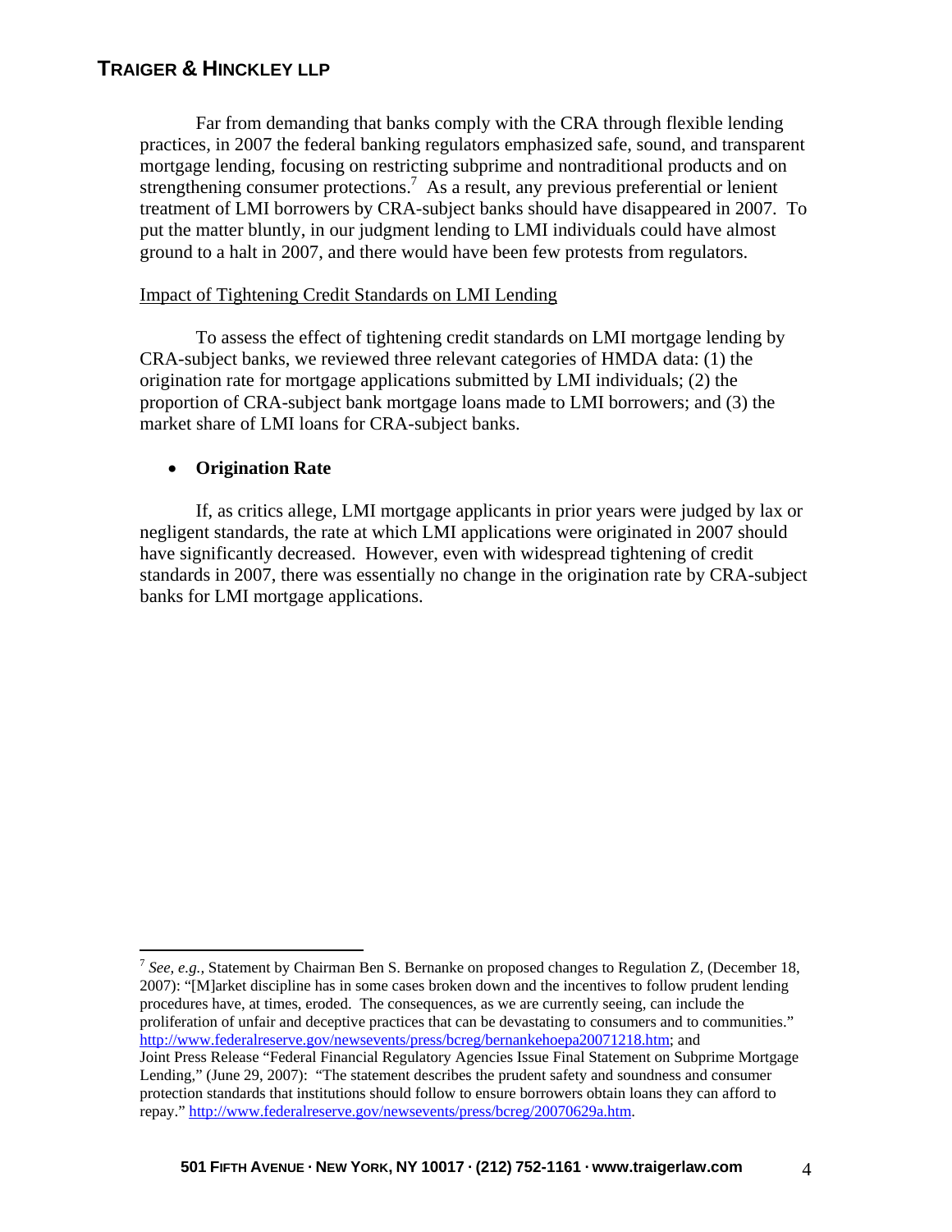Far from demanding that banks comply with the CRA through flexible lending practices, in 2007 the federal banking regulators emphasized safe, sound, and transparent mortgage lending, focusing on restricting subprime and nontraditional products and on strengthening consumer protections.[7] As a result, any previous preferential or lenient treatment of LMI borrowers by CRA-subject banks should have disappeared in 2007. To put the matter bluntly, in our judgment lending to LMI individuals could have almost ground to a halt in 2007, and there would have been few protests from regulators.

Impact of Tightening Credit Standards on LMI Lending

To assess the effect of tightening credit standards on LMI mortgage lending by CRA-subject banks, we reviewed three relevant categories of HMDA data: (1) the origination rate for mortgage applications submitted by LMI individuals; (2) the proportion of CRA-subject bank mortgage loans made to LMI borrowers; and (3) the market share of LMI loans for CRA-subject banks.

- **Origination Rate**

If, as critics allege, LMI mortgage applicants in prior years were judged by lax or negligent standards, the rate at which LMI applications were originated in 2007 should have significantly decreased. However, even with widespread tightening of credit standards in 2007, there was essentially no change in the origination rate by CRA-subject banks for LMI mortgage applications.

---

[7] *See, e.g.,* Statement by Chairman Ben S. Bernanke on proposed changes to Regulation Z, (December 18, 2007): "[M]arket discipline has in some cases broken down and the incentives to follow prudent lending procedures have, at times, eroded. The consequences, as we are currently seeing, can include the proliferation of unfair and deceptive practices that can be devastating to consumers and to communities." http://www.federalreserve.gov/newsevents/press/bcreg/bernankehoepa20071218.htm; and Joint Press Release "Federal Financial Regulatory Agencies Issue Final Statement on Subprime Mortgage Lending," (June 29, 2007): "The statement describes the prudent safety and soundness and consumer protection standards that institutions should follow to ensure borrowers obtain loans they can afford to repay." http://www.federalreserve.gov/newsevents/press/bcreg/20070629a.htm.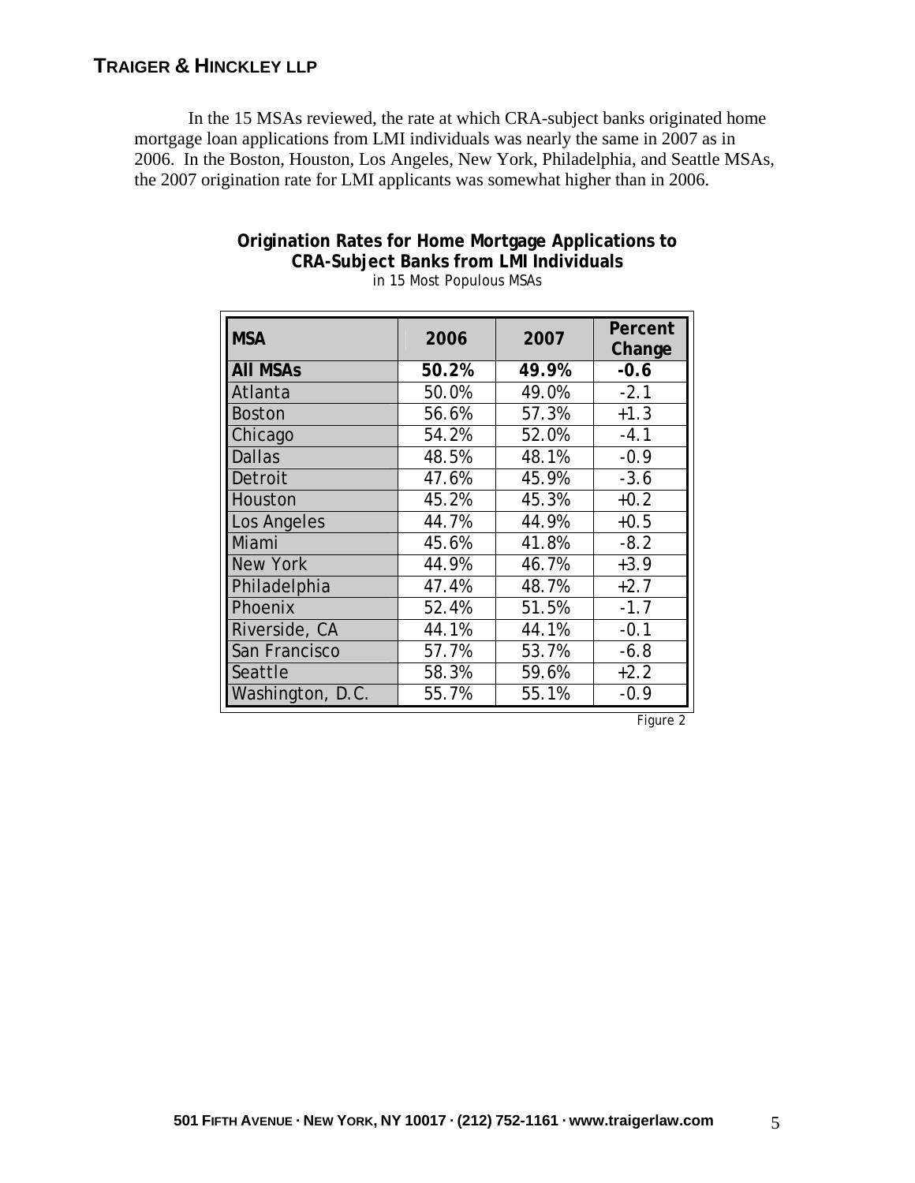In the 15 MSAs reviewed, the rate at which CRA-subject banks originated home mortgage loan applications from LMI individuals was nearly the same in 2007 as in 2006. In the Boston, Houston, Los Angeles, New York, Philadelphia, and Seattle MSAs, the 2007 origination rate for LMI applicants was somewhat higher than in 2006.

**Origination Rates for Home Mortgage Applications to CRA-Subject Banks from LMI Individuals**

*in 15 Most Populous MSAs*

| MSA | 2006 | 2007 | Percent Change |
|---|---|---|---|
| **All MSAs** | **50.2%** | **49.9%** | **-0.6** |
| Atlanta | 50.0% | 49.0% | -2.1 |
| Boston | 56.6% | 57.3% | +1.3 |
| Chicago | 54.2% | 52.0% | -4.1 |
| Dallas | 48.5% | 48.1% | -0.9 |
| Detroit | 47.6% | 45.9% | -3.6 |
| Houston | 45.2% | 45.3% | +0.2 |
| Los Angeles | 44.7% | 44.9% | +0.5 |
| Miami | 45.6% | 41.8% | -8.2 |
| New York | 44.9% | 46.7% | +3.9 |
| Philadelphia | 47.4% | 48.7% | +2.7 |
| Phoenix | 52.4% | 51.5% | -1.7 |
| Riverside, CA | 44.1% | 44.1% | -0.1 |
| San Francisco | 57.7% | 53.7% | -6.8 |
| Seattle | 58.3% | 59.6% | +2.2 |
| Washington, D.C. | 55.7% | 55.1% | -0.9 |

*Figure 2*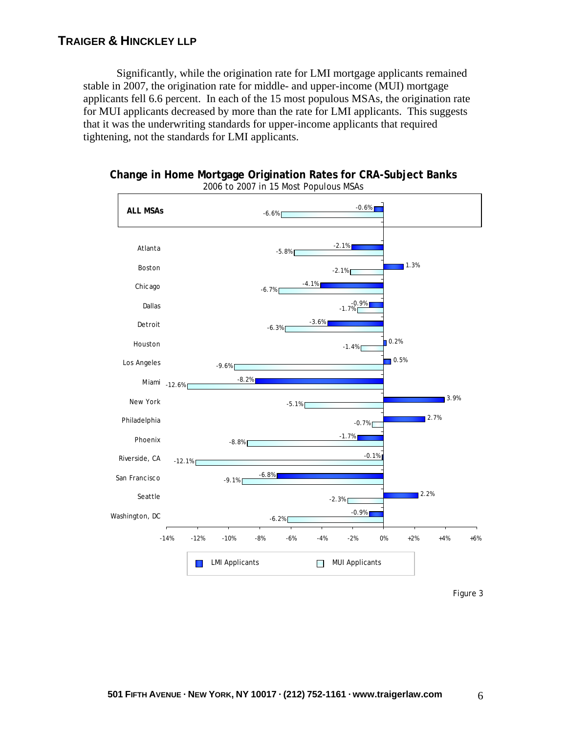Significantly, while the origination rate for LMI mortgage applicants remained stable in 2007, the origination rate for middle- and upper-income (MUI) mortgage applicants fell 6.6 percent. In each of the 15 most populous MSAs, the origination rate for MUI applicants decreased by more than the rate for LMI applicants. This suggests that it was the underwriting standards for upper-income applicants that required tightening, not the standards for LMI applicants.

**Change in Home Mortgage Origination Rates for CRA-Subject Banks**
2006 to 2007 in 15 Most Populous MSAs

| MSA | LMI Applicants | MUI Applicants |
|---|---|---|
| **ALL MSAs** | -0.6% | -6.6% |
| Atlanta | -2.1% | -5.8% |
| Boston | 1.3% | -2.1% |
| Chicago | -4.1% | -6.7% |
| Dallas | -0.9% | -1.7% |
| Detroit | -3.6% | -6.3% |
| Houston | 0.2% | -1.4% |
| Los Angeles | 0.5% | -9.6% |
| Miami | -8.2% | -12.6% |
| New York | 3.9% | -5.1% |
| Philadelphia | 2.7% | -0.7% |
| Phoenix | -1.7% | -8.8% |
| Riverside, CA | -0.1% | -12.1% |
| San Francisco | -6.8% | -9.1% |
| Seattle | 2.2% | -2.3% |
| Washington, DC | -0.9% | -6.2% |

Figure 3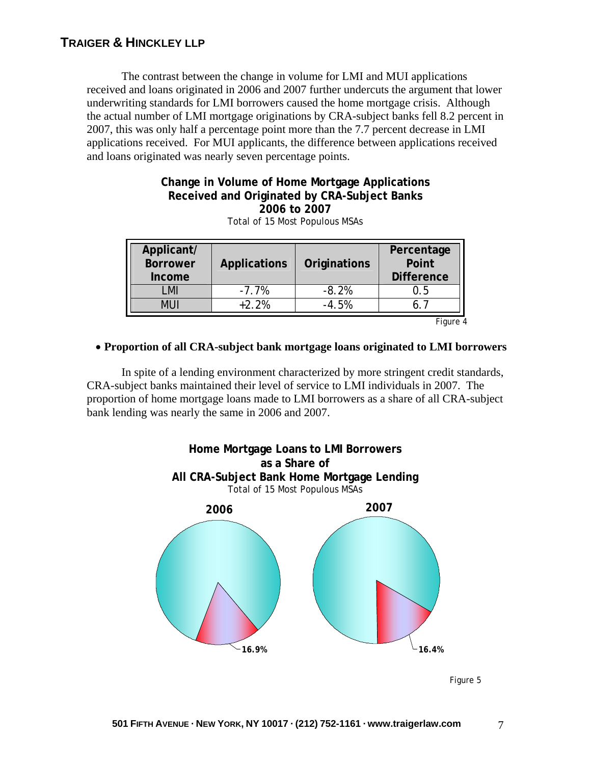The contrast between the change in volume for LMI and MUI applications received and loans originated in 2006 and 2007 further undercuts the argument that lower underwriting standards for LMI borrowers caused the home mortgage crisis. Although the actual number of LMI mortgage originations by CRA-subject banks fell 8.2 percent in 2007, this was only half a percentage point more than the 7.7 percent decrease in LMI applications received. For MUI applicants, the difference between applications received and loans originated was nearly seven percentage points.

**Change in Volume of Home Mortgage Applications Received and Originated by CRA-Subject Banks 2006 to 2007**

*Total of 15 Most Populous MSAs*

| Applicant/ Borrower Income | Applications | Originations | Percentage Point Difference |
|---|---|---|---|
| LMI | -7.7% | -8.2% | 0.5 |
| MUI | +2.2% | -4.5% | 6.7 |

*Figure 4*

- **Proportion of all CRA-subject bank mortgage loans originated to LMI borrowers**

In spite of a lending environment characterized by more stringent credit standards, CRA-subject banks maintained their level of service to LMI individuals in 2007. The proportion of home mortgage loans made to LMI borrowers as a share of all CRA-subject bank lending was nearly the same in 2006 and 2007.

**Home Mortgage Loans to LMI Borrowers as a Share of All CRA-Subject Bank Home Mortgage Lending**

*Total of 15 Most Populous MSAs*

**2006**

**16.9%**

**2007**

**16.4%**

*Figure 5*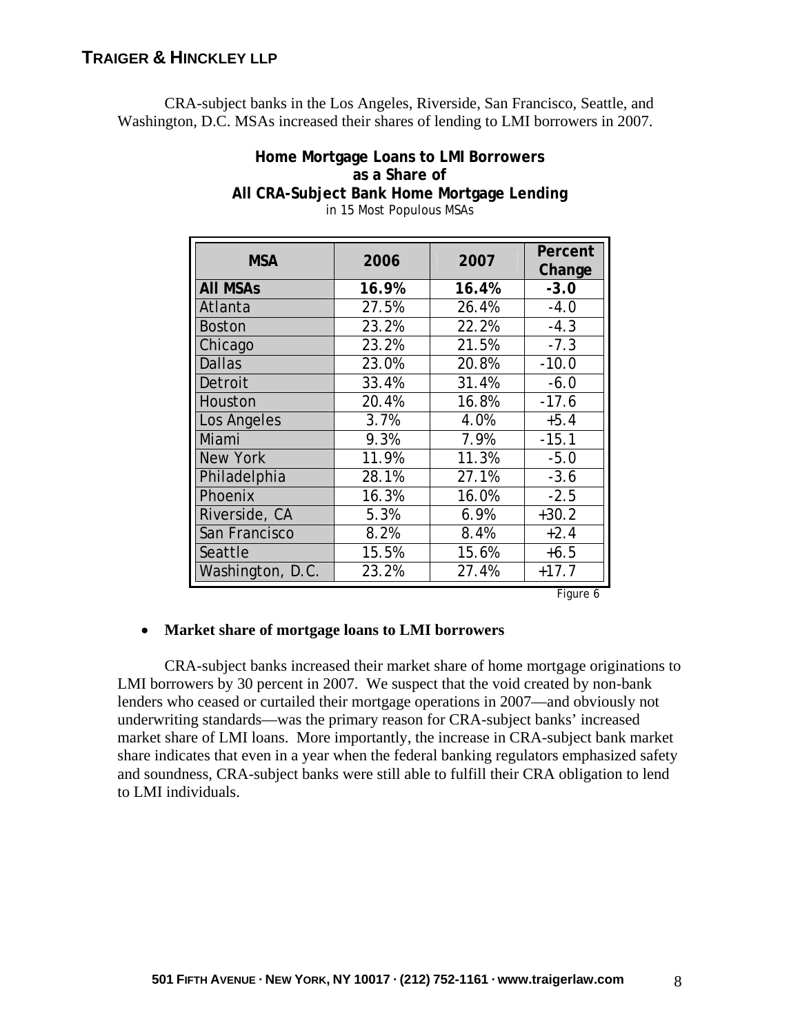CRA-subject banks in the Los Angeles, Riverside, San Francisco, Seattle, and Washington, D.C. MSAs increased their shares of lending to LMI borrowers in 2007.

**Home Mortgage Loans to LMI Borrowers as a Share of All CRA-Subject Bank Home Mortgage Lending**
in 15 Most Populous MSAs

| MSA | 2006 | 2007 | Percent Change |
|---|---|---|---|
| **All MSAs** | **16.9%** | **16.4%** | **-3.0** |
| Atlanta | 27.5% | 26.4% | -4.0 |
| Boston | 23.2% | 22.2% | -4.3 |
| Chicago | 23.2% | 21.5% | -7.3 |
| Dallas | 23.0% | 20.8% | -10.0 |
| Detroit | 33.4% | 31.4% | -6.0 |
| Houston | 20.4% | 16.8% | -17.6 |
| Los Angeles | 3.7% | 4.0% | +5.4 |
| Miami | 9.3% | 7.9% | -15.1 |
| New York | 11.9% | 11.3% | -5.0 |
| Philadelphia | 28.1% | 27.1% | -3.6 |
| Phoenix | 16.3% | 16.0% | -2.5 |
| Riverside, CA | 5.3% | 6.9% | +30.2 |
| San Francisco | 8.2% | 8.4% | +2.4 |
| Seattle | 15.5% | 15.6% | +6.5 |
| Washington, D.C. | 23.2% | 27.4% | +17.7 |

Figure 6

- **Market share of mortgage loans to LMI borrowers**

CRA-subject banks increased their market share of home mortgage originations to LMI borrowers by 30 percent in 2007. We suspect that the void created by non-bank lenders who ceased or curtailed their mortgage operations in 2007—and obviously not underwriting standards—was the primary reason for CRA-subject banks' increased market share of LMI loans. More importantly, the increase in CRA-subject bank market share indicates that even in a year when the federal banking regulators emphasized safety and soundness, CRA-subject banks were still able to fulfill their CRA obligation to lend to LMI individuals.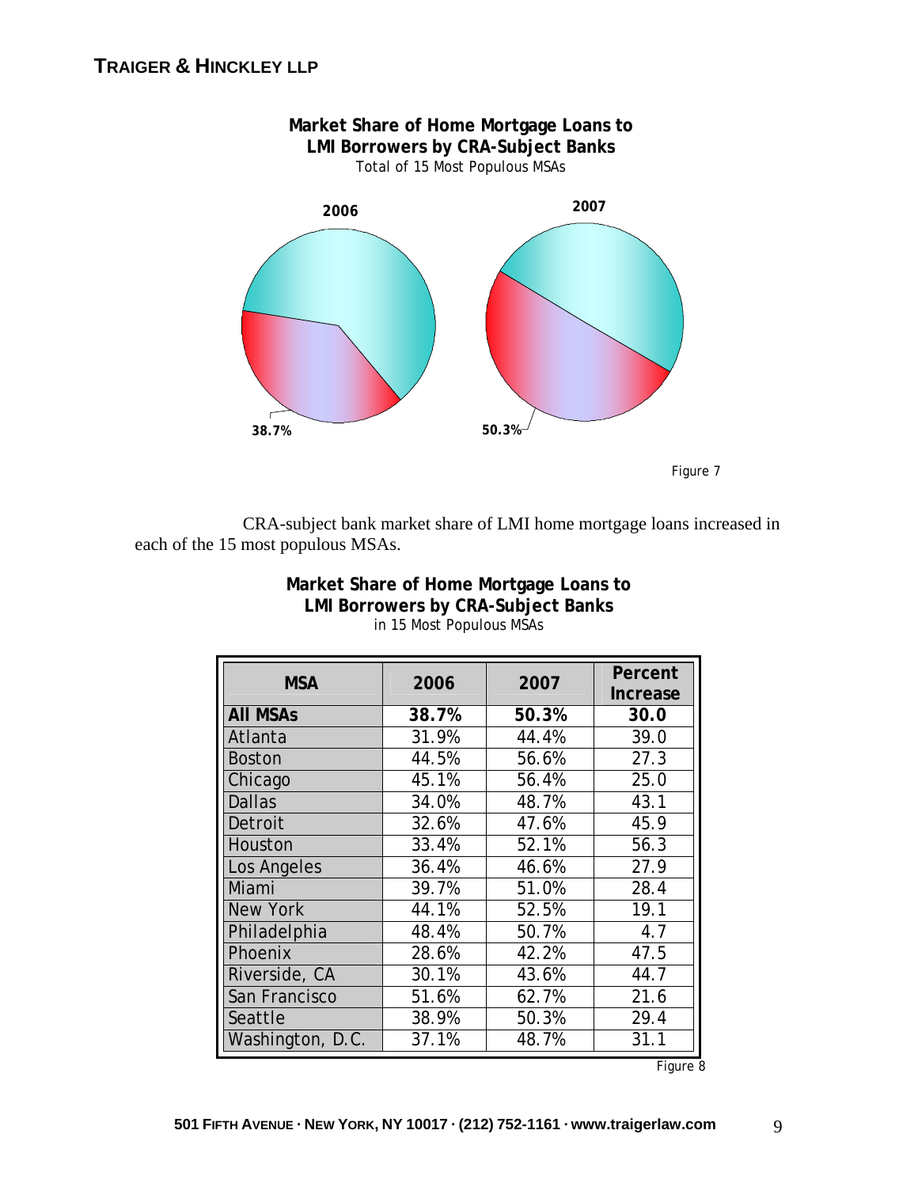**Market Share of Home Mortgage Loans to LMI Borrowers by CRA-Subject Banks**

*Total of 15 Most Populous MSAs*

**2006** — 38.7%

**2007** — 50.3%

*Figure 7*

CRA-subject bank market share of LMI home mortgage loans increased in each of the 15 most populous MSAs.

**Market Share of Home Mortgage Loans to LMI Borrowers by CRA-Subject Banks**

*in 15 Most Populous MSAs*

| MSA | 2006 | 2007 | Percent Increase |
|---|---|---|---|
| **All MSAs** | **38.7%** | **50.3%** | **30.0** |
| Atlanta | 31.9% | 44.4% | 39.0 |
| Boston | 44.5% | 56.6% | 27.3 |
| Chicago | 45.1% | 56.4% | 25.0 |
| Dallas | 34.0% | 48.7% | 43.1 |
| Detroit | 32.6% | 47.6% | 45.9 |
| Houston | 33.4% | 52.1% | 56.3 |
| Los Angeles | 36.4% | 46.6% | 27.9 |
| Miami | 39.7% | 51.0% | 28.4 |
| New York | 44.1% | 52.5% | 19.1 |
| Philadelphia | 48.4% | 50.7% | 4.7 |
| Phoenix | 28.6% | 42.2% | 47.5 |
| Riverside, CA | 30.1% | 43.6% | 44.7 |
| San Francisco | 51.6% | 62.7% | 21.6 |
| Seattle | 38.9% | 50.3% | 29.4 |
| Washington, D.C. | 37.1% | 48.7% | 31.1 |

*Figure 8*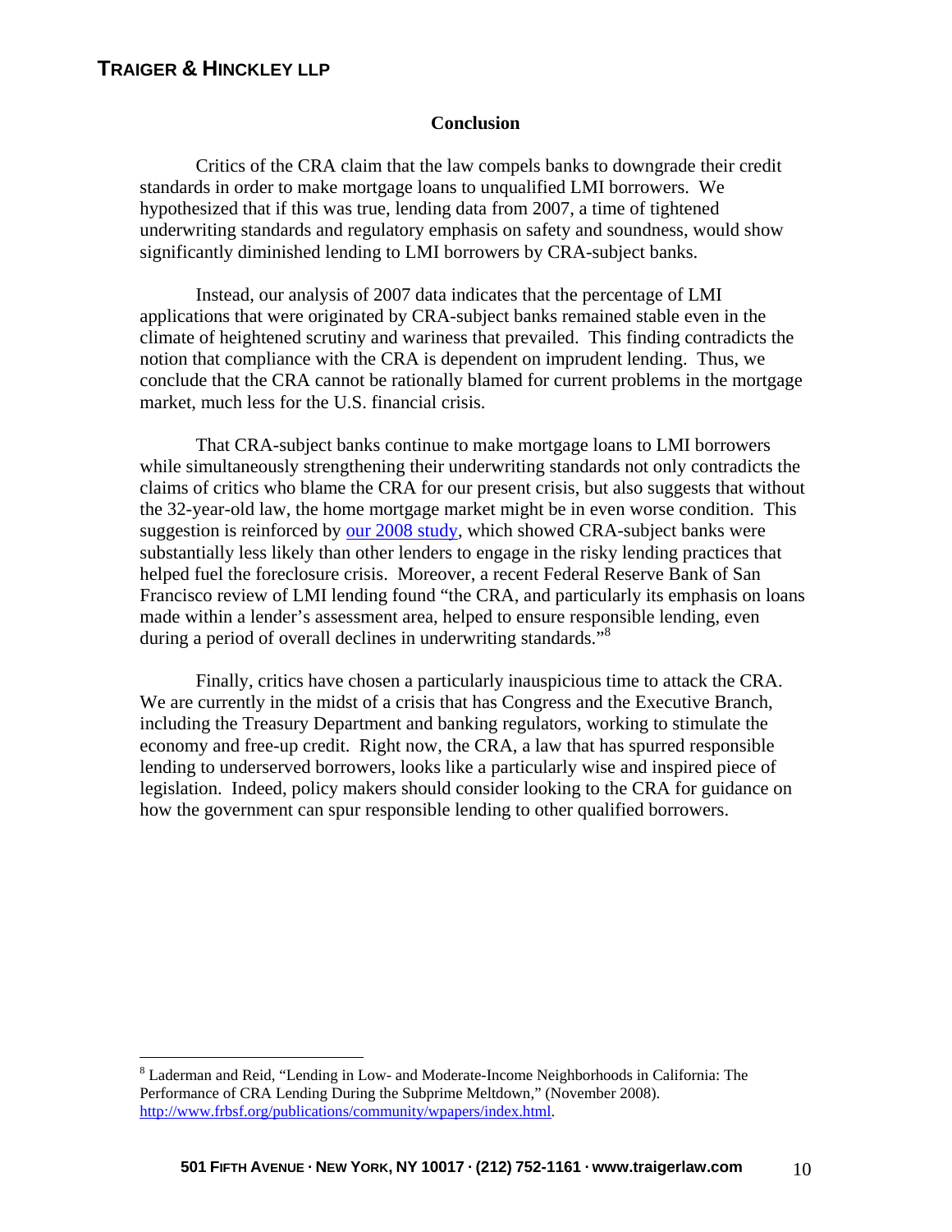## Conclusion

Critics of the CRA claim that the law compels banks to downgrade their credit standards in order to make mortgage loans to unqualified LMI borrowers. We hypothesized that if this was true, lending data from 2007, a time of tightened underwriting standards and regulatory emphasis on safety and soundness, would show significantly diminished lending to LMI borrowers by CRA-subject banks.

Instead, our analysis of 2007 data indicates that the percentage of LMI applications that were originated by CRA-subject banks remained stable even in the climate of heightened scrutiny and wariness that prevailed. This finding contradicts the notion that compliance with the CRA is dependent on imprudent lending. Thus, we conclude that the CRA cannot be rationally blamed for current problems in the mortgage market, much less for the U.S. financial crisis.

That CRA-subject banks continue to make mortgage loans to LMI borrowers while simultaneously strengthening their underwriting standards not only contradicts the claims of critics who blame the CRA for our present crisis, but also suggests that without the 32-year-old law, the home mortgage market might be in even worse condition. This suggestion is reinforced by our 2008 study, which showed CRA-subject banks were substantially less likely than other lenders to engage in the risky lending practices that helped fuel the foreclosure crisis. Moreover, a recent Federal Reserve Bank of San Francisco review of LMI lending found "the CRA, and particularly its emphasis on loans made within a lender's assessment area, helped to ensure responsible lending, even during a period of overall declines in underwriting standards."[8]

Finally, critics have chosen a particularly inauspicious time to attack the CRA. We are currently in the midst of a crisis that has Congress and the Executive Branch, including the Treasury Department and banking regulators, working to stimulate the economy and free-up credit. Right now, the CRA, a law that has spurred responsible lending to underserved borrowers, looks like a particularly wise and inspired piece of legislation. Indeed, policy makers should consider looking to the CRA for guidance on how the government can spur responsible lending to other qualified borrowers.

---

[8] Laderman and Reid, "Lending in Low- and Moderate-Income Neighborhoods in California: The Performance of CRA Lending During the Subprime Meltdown," (November 2008). http://www.frbsf.org/publications/community/wpapers/index.html.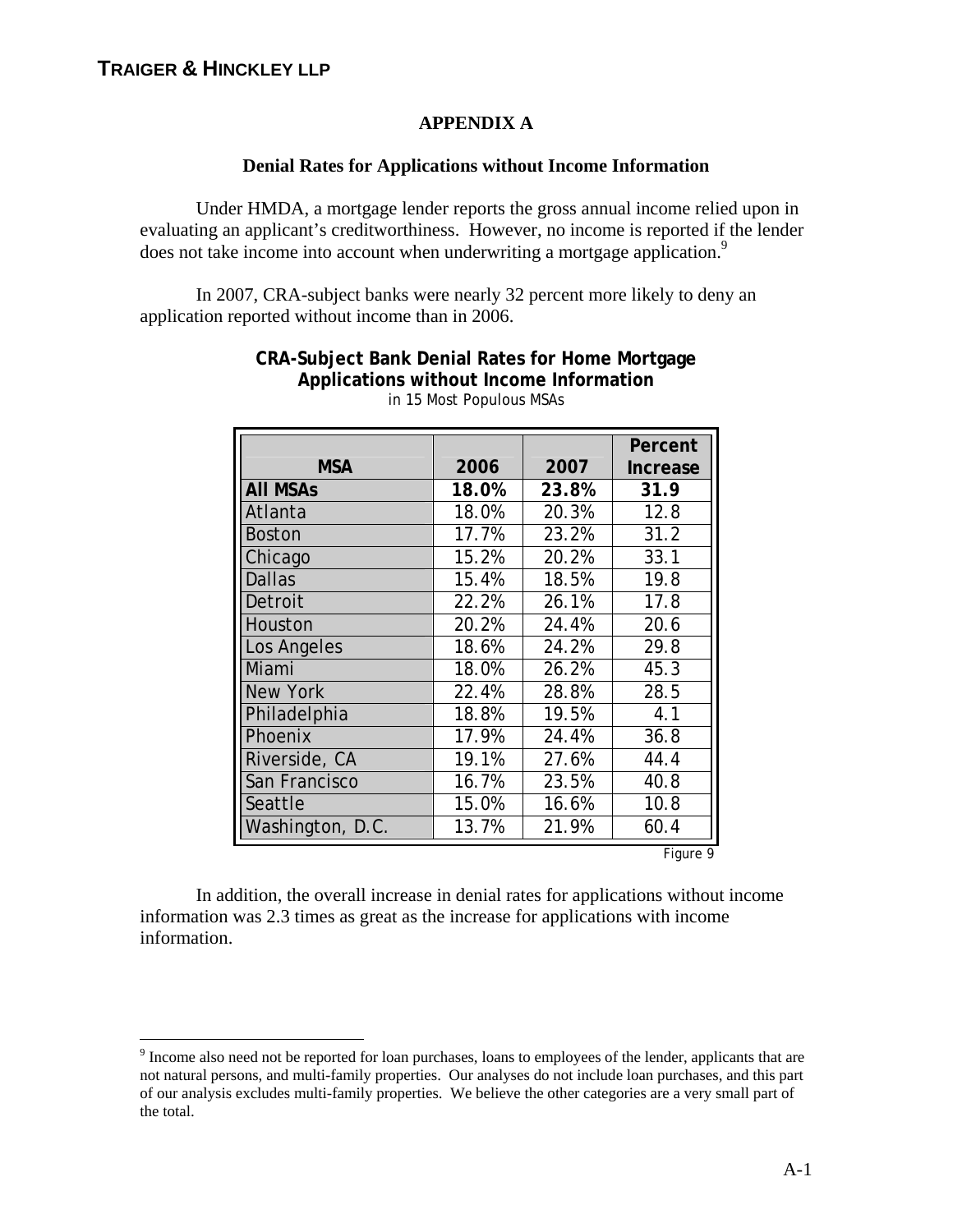## APPENDIX A

### Denial Rates for Applications without Income Information

Under HMDA, a mortgage lender reports the gross annual income relied upon in evaluating an applicant's creditworthiness. However, no income is reported if the lender does not take income into account when underwriting a mortgage application.[9]

In 2007, CRA-subject banks were nearly 32 percent more likely to deny an application reported without income than in 2006.

**CRA-Subject Bank Denial Rates for Home Mortgage Applications without Income Information**

*in 15 Most Populous MSAs*

| MSA | 2006 | 2007 | Percent Increase |
|---|---|---|---|
| **All MSAs** | **18.0%** | **23.8%** | **31.9** |
| Atlanta | 18.0% | 20.3% | 12.8 |
| Boston | 17.7% | 23.2% | 31.2 |
| Chicago | 15.2% | 20.2% | 33.1 |
| Dallas | 15.4% | 18.5% | 19.8 |
| Detroit | 22.2% | 26.1% | 17.8 |
| Houston | 20.2% | 24.4% | 20.6 |
| Los Angeles | 18.6% | 24.2% | 29.8 |
| Miami | 18.0% | 26.2% | 45.3 |
| New York | 22.4% | 28.8% | 28.5 |
| Philadelphia | 18.8% | 19.5% | 4.1 |
| Phoenix | 17.9% | 24.4% | 36.8 |
| Riverside, CA | 19.1% | 27.6% | 44.4 |
| San Francisco | 16.7% | 23.5% | 40.8 |
| Seattle | 15.0% | 16.6% | 10.8 |
| Washington, D.C. | 13.7% | 21.9% | 60.4 |

*Figure 9*

In addition, the overall increase in denial rates for applications without income information was 2.3 times as great as the increase for applications with income information.

[9] Income also need not be reported for loan purchases, loans to employees of the lender, applicants that are not natural persons, and multi-family properties. Our analyses do not include loan purchases, and this part of our analysis excludes multi-family properties. We believe the other categories are a very small part of the total.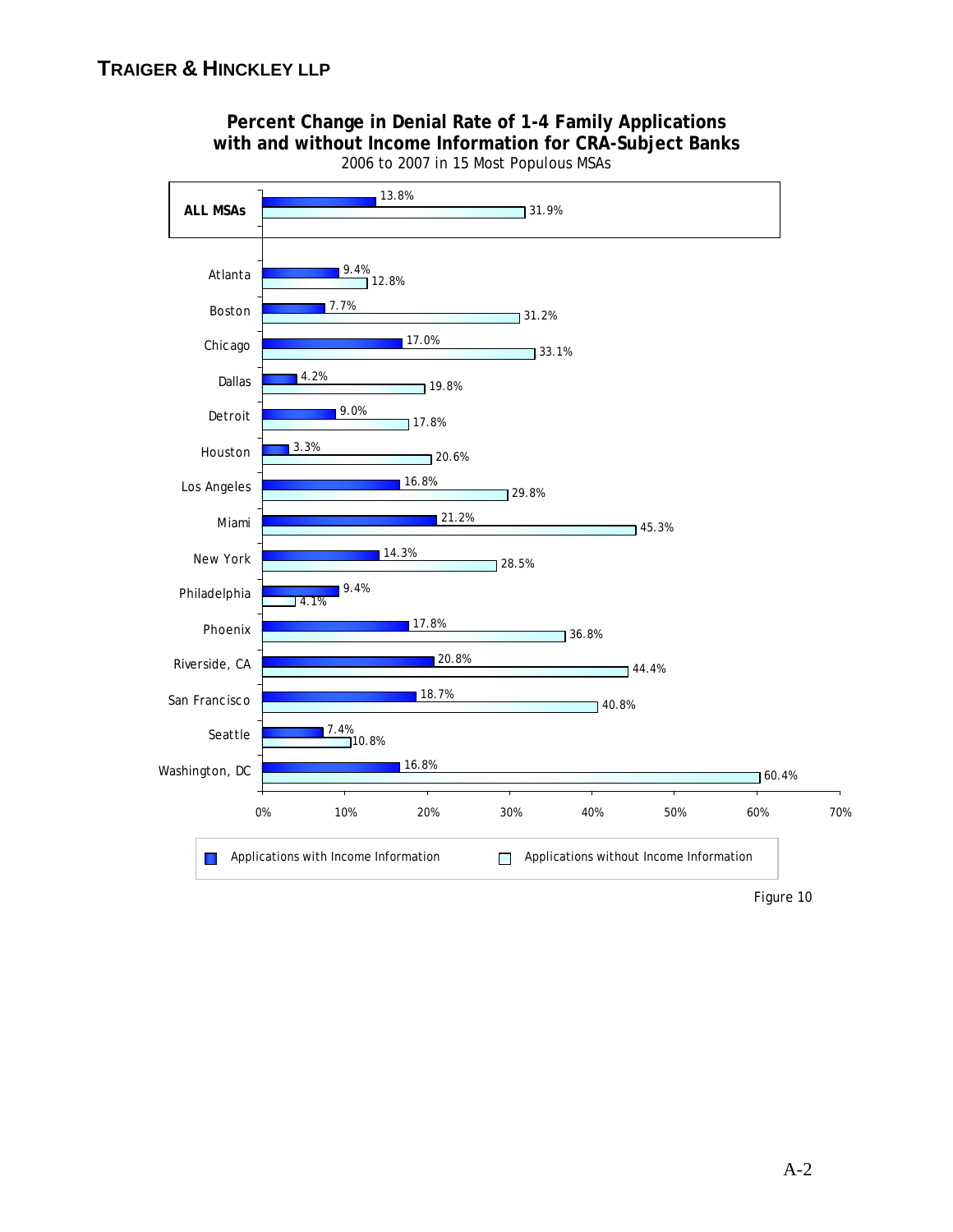**Percent Change in Denial Rate of 1-4 Family Applications with and without Income Information for CRA-Subject Banks**

2006 to 2007 in 15 Most Populous MSAs

| MSA | Applications with Income Information | Applications without Income Information |
| --- | --- | --- |
| **ALL MSAs** | 13.8% | 31.9% |
| Atlanta | 9.4% | 12.8% |
| Boston | 7.7% | 31.2% |
| Chicago | 17.0% | 33.1% |
| Dallas | 4.2% | 19.8% |
| Detroit | 9.0% | 17.8% |
| Houston | 3.3% | 20.6% |
| Los Angeles | 16.8% | 29.8% |
| Miami | 21.2% | 45.3% |
| New York | 14.3% | 28.5% |
| Philadelphia | 9.4% | 4.1% |
| Phoenix | 17.8% | 36.8% |
| Riverside, CA | 20.8% | 44.4% |
| San Francisco | 18.7% | 40.8% |
| Seattle | 7.4% | 10.8% |
| Washington, DC | 16.8% | 60.4% |

Figure 10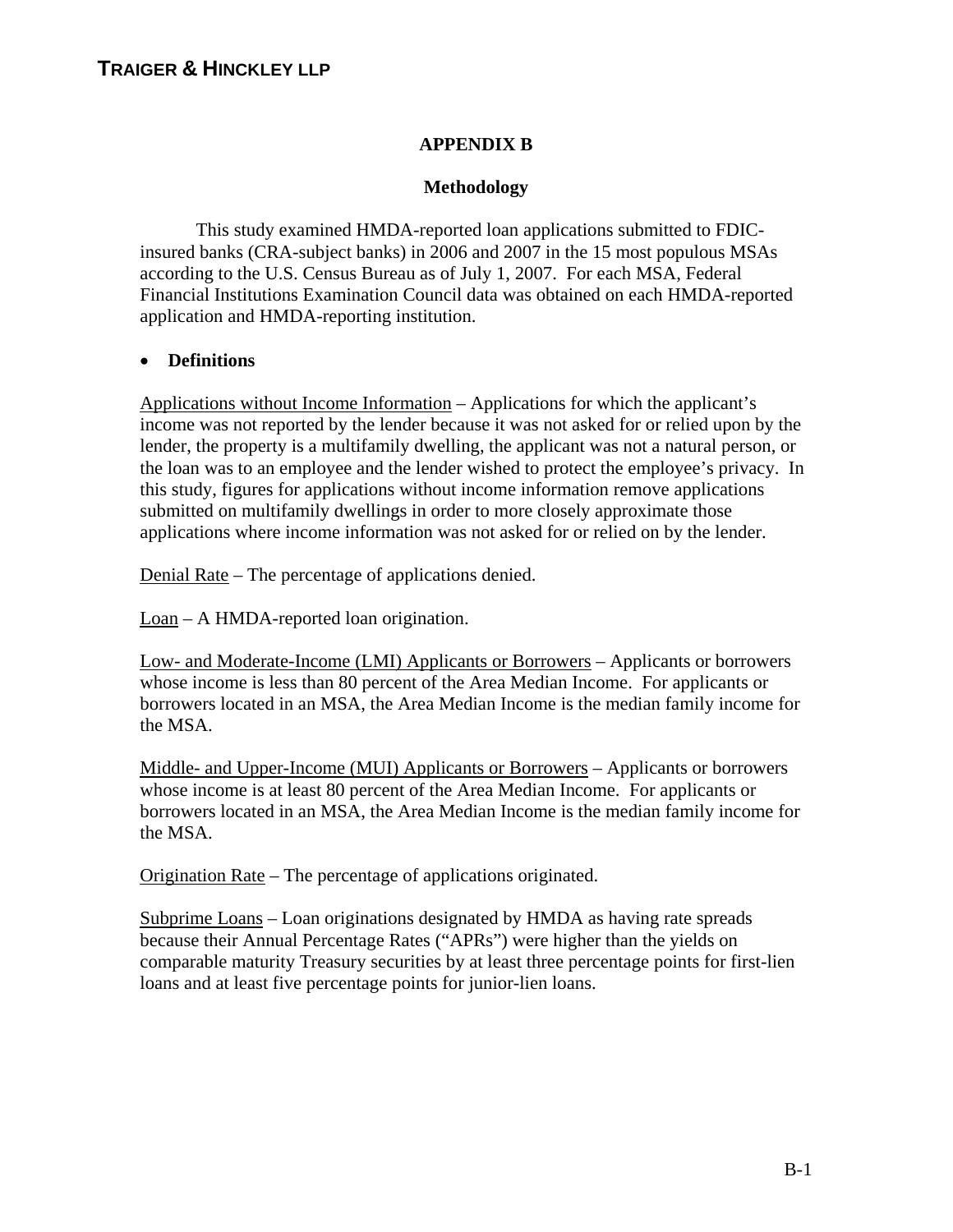# APPENDIX B

## Methodology

This study examined HMDA-reported loan applications submitted to FDIC-insured banks (CRA-subject banks) in 2006 and 2007 in the 15 most populous MSAs according to the U.S. Census Bureau as of July 1, 2007. For each MSA, Federal Financial Institutions Examination Council data was obtained on each HMDA-reported application and HMDA-reporting institution.

- **Definitions**

Applications without Income Information – Applications for which the applicant's income was not reported by the lender because it was not asked for or relied upon by the lender, the property is a multifamily dwelling, the applicant was not a natural person, or the loan was to an employee and the lender wished to protect the employee's privacy. In this study, figures for applications without income information remove applications submitted on multifamily dwellings in order to more closely approximate those applications where income information was not asked for or relied on by the lender.

Denial Rate – The percentage of applications denied.

Loan – A HMDA-reported loan origination.

Low- and Moderate-Income (LMI) Applicants or Borrowers – Applicants or borrowers whose income is less than 80 percent of the Area Median Income. For applicants or borrowers located in an MSA, the Area Median Income is the median family income for the MSA.

Middle- and Upper-Income (MUI) Applicants or Borrowers – Applicants or borrowers whose income is at least 80 percent of the Area Median Income. For applicants or borrowers located in an MSA, the Area Median Income is the median family income for the MSA.

Origination Rate – The percentage of applications originated.

Subprime Loans – Loan originations designated by HMDA as having rate spreads because their Annual Percentage Rates ("APRs") were higher than the yields on comparable maturity Treasury securities by at least three percentage points for first-lien loans and at least five percentage points for junior-lien loans.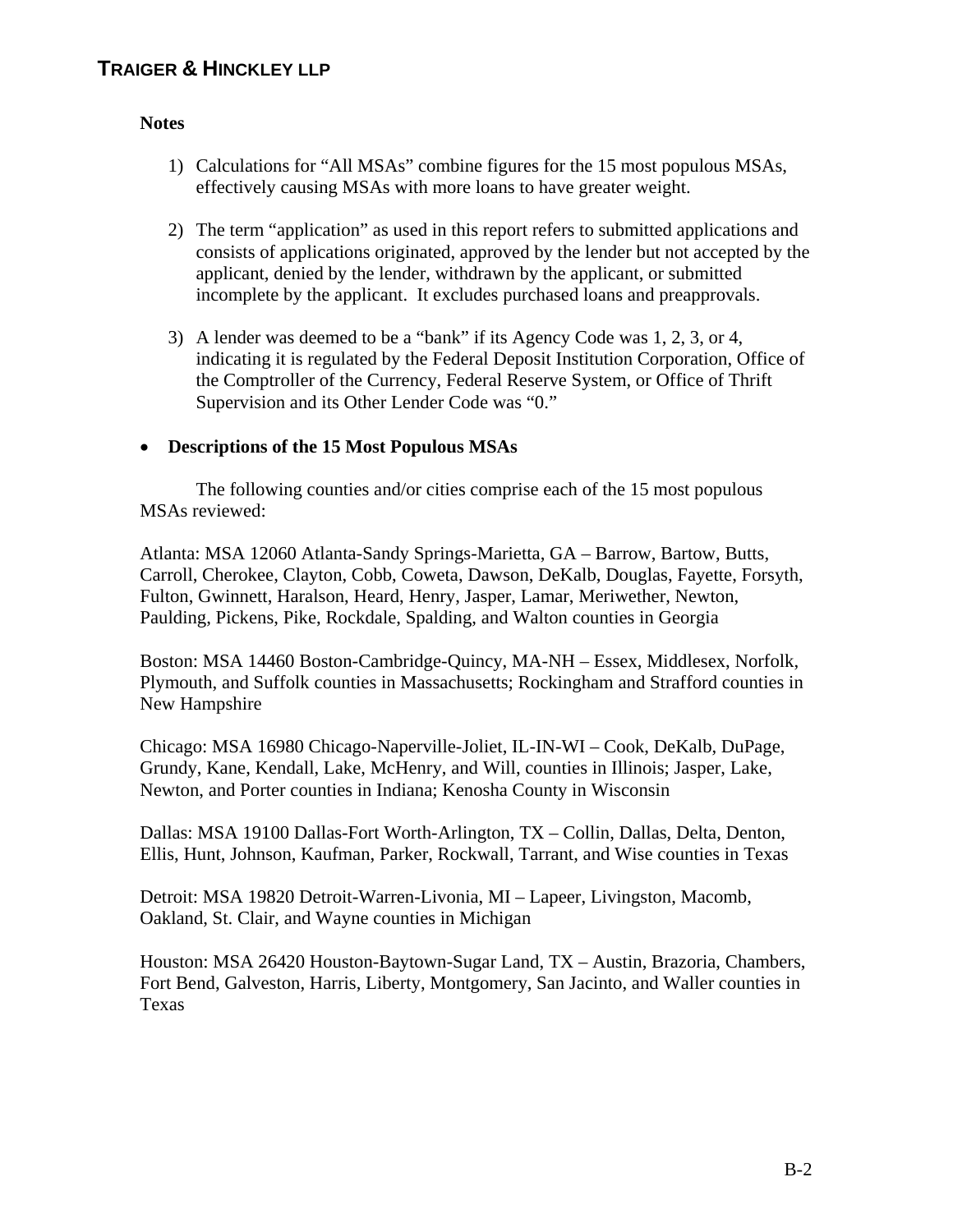**Notes**

1) Calculations for "All MSAs" combine figures for the 15 most populous MSAs, effectively causing MSAs with more loans to have greater weight.

2) The term "application" as used in this report refers to submitted applications and consists of applications originated, approved by the lender but not accepted by the applicant, denied by the lender, withdrawn by the applicant, or submitted incomplete by the applicant. It excludes purchased loans and preapprovals.

3) A lender was deemed to be a "bank" if its Agency Code was 1, 2, 3, or 4, indicating it is regulated by the Federal Deposit Institution Corporation, Office of the Comptroller of the Currency, Federal Reserve System, or Office of Thrift Supervision and its Other Lender Code was "0."

- **Descriptions of the 15 Most Populous MSAs**

The following counties and/or cities comprise each of the 15 most populous MSAs reviewed:

Atlanta: MSA 12060 Atlanta-Sandy Springs-Marietta, GA – Barrow, Bartow, Butts, Carroll, Cherokee, Clayton, Cobb, Coweta, Dawson, DeKalb, Douglas, Fayette, Forsyth, Fulton, Gwinnett, Haralson, Heard, Henry, Jasper, Lamar, Meriwether, Newton, Paulding, Pickens, Pike, Rockdale, Spalding, and Walton counties in Georgia

Boston: MSA 14460 Boston-Cambridge-Quincy, MA-NH – Essex, Middlesex, Norfolk, Plymouth, and Suffolk counties in Massachusetts; Rockingham and Strafford counties in New Hampshire

Chicago: MSA 16980 Chicago-Naperville-Joliet, IL-IN-WI – Cook, DeKalb, DuPage, Grundy, Kane, Kendall, Lake, McHenry, and Will, counties in Illinois; Jasper, Lake, Newton, and Porter counties in Indiana; Kenosha County in Wisconsin

Dallas: MSA 19100 Dallas-Fort Worth-Arlington, TX – Collin, Dallas, Delta, Denton, Ellis, Hunt, Johnson, Kaufman, Parker, Rockwall, Tarrant, and Wise counties in Texas

Detroit: MSA 19820 Detroit-Warren-Livonia, MI – Lapeer, Livingston, Macomb, Oakland, St. Clair, and Wayne counties in Michigan

Houston: MSA 26420 Houston-Baytown-Sugar Land, TX – Austin, Brazoria, Chambers, Fort Bend, Galveston, Harris, Liberty, Montgomery, San Jacinto, and Waller counties in Texas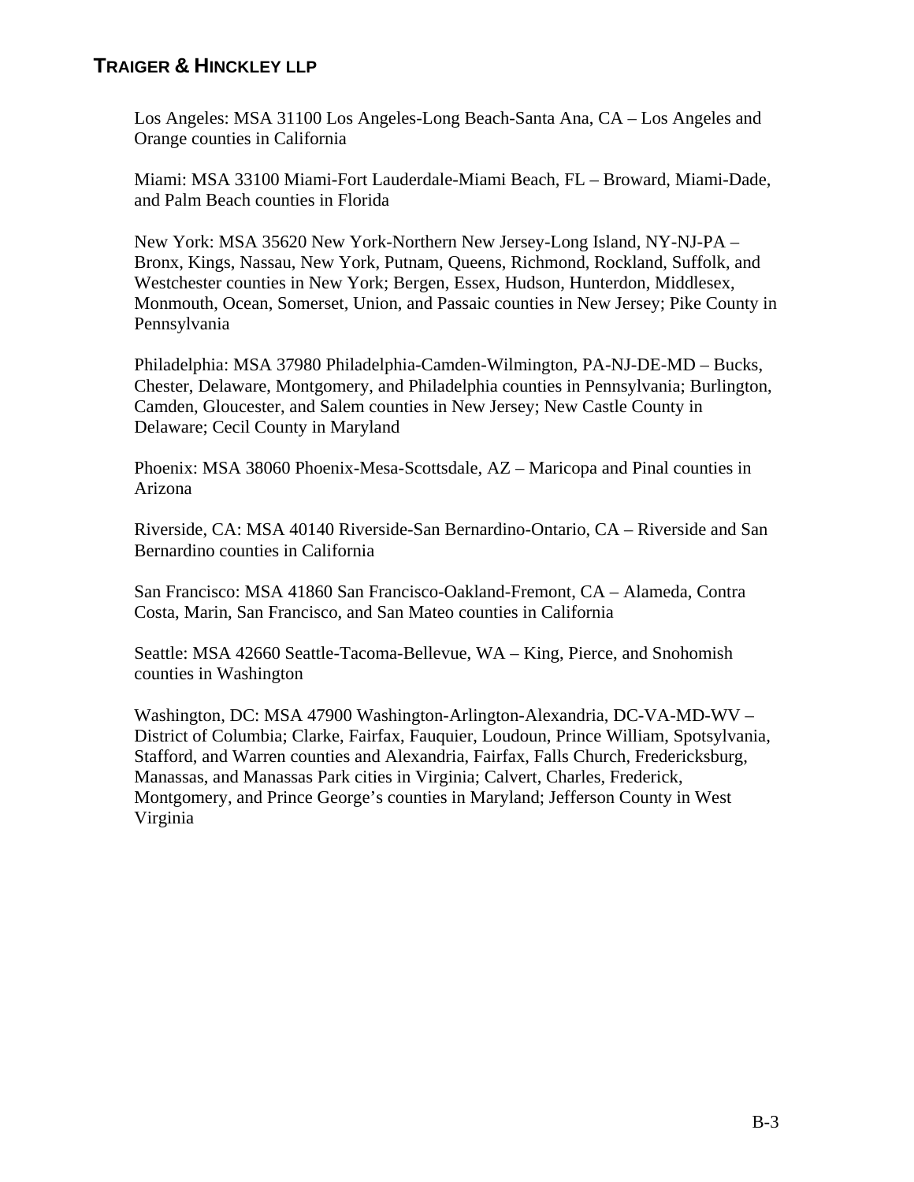Los Angeles: MSA 31100 Los Angeles-Long Beach-Santa Ana, CA – Los Angeles and Orange counties in California

Miami: MSA 33100 Miami-Fort Lauderdale-Miami Beach, FL – Broward, Miami-Dade, and Palm Beach counties in Florida

New York: MSA 35620 New York-Northern New Jersey-Long Island, NY-NJ-PA – Bronx, Kings, Nassau, New York, Putnam, Queens, Richmond, Rockland, Suffolk, and Westchester counties in New York; Bergen, Essex, Hudson, Hunterdon, Middlesex, Monmouth, Ocean, Somerset, Union, and Passaic counties in New Jersey; Pike County in Pennsylvania

Philadelphia: MSA 37980 Philadelphia-Camden-Wilmington, PA-NJ-DE-MD – Bucks, Chester, Delaware, Montgomery, and Philadelphia counties in Pennsylvania; Burlington, Camden, Gloucester, and Salem counties in New Jersey; New Castle County in Delaware; Cecil County in Maryland

Phoenix: MSA 38060 Phoenix-Mesa-Scottsdale, AZ – Maricopa and Pinal counties in Arizona

Riverside, CA: MSA 40140 Riverside-San Bernardino-Ontario, CA – Riverside and San Bernardino counties in California

San Francisco: MSA 41860 San Francisco-Oakland-Fremont, CA – Alameda, Contra Costa, Marin, San Francisco, and San Mateo counties in California

Seattle: MSA 42660 Seattle-Tacoma-Bellevue, WA – King, Pierce, and Snohomish counties in Washington

Washington, DC: MSA 47900 Washington-Arlington-Alexandria, DC-VA-MD-WV – District of Columbia; Clarke, Fairfax, Fauquier, Loudoun, Prince William, Spotsylvania, Stafford, and Warren counties and Alexandria, Fairfax, Falls Church, Fredericksburg, Manassas, and Manassas Park cities in Virginia; Calvert, Charles, Frederick, Montgomery, and Prince George's counties in Maryland; Jefferson County in West Virginia